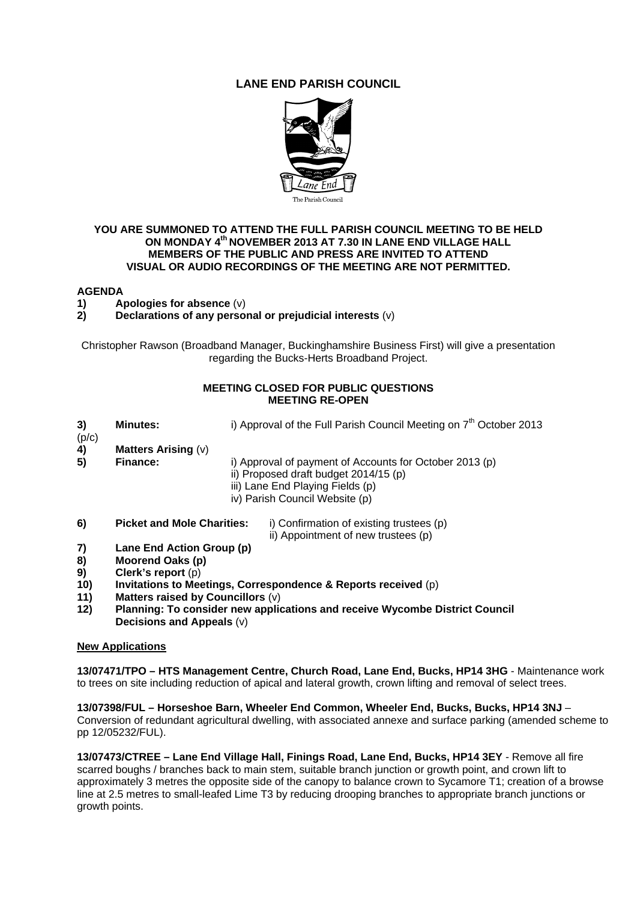# LANE END PARISH COUNCIL

The Parish Council

**YOU ARE SUMMONED TO ATTEND THE FULL PARISH COUNCIL MEETING TO BE HELD ON MONDAY 4th NOVEMBER 2013 AT 7.30 IN LANE END VILLAGE HALL**
**MEMBERS OF THE PUBLIC AND PRESS ARE INVITED TO ATTEND**
**VISUAL OR AUDIO RECORDINGS OF THE MEETING ARE NOT PERMITTED.**

## AGENDA

1) **Apologies for absence** (v)
2) **Declarations of any personal or prejudicial interests** (v)

Christopher Rawson (Broadband Manager, Buckinghamshire Business First) will give a presentation regarding the Bucks-Herts Broadband Project.

**MEETING CLOSED FOR PUBLIC QUESTIONS**
**MEETING RE-OPEN**

3) **Minutes:** i) Approval of the Full Parish Council Meeting on 7th October 2013 (p/c)
4) **Matters Arising** (v)
5) **Finance:**
   i) Approval of payment of Accounts for October 2013 (p)
   ii) Proposed draft budget 2014/15 (p)
   iii) Lane End Playing Fields (p)
   iv) Parish Council Website (p)
6) **Picket and Mole Charities:**
   i) Confirmation of existing trustees (p)
   ii) Appointment of new trustees (p)
7) **Lane End Action Group (p)**
8) **Moorend Oaks (p)**
9) **Clerk's report** (p)
10) **Invitations to Meetings, Correspondence & Reports received** (p)
11) **Matters raised by Councillors** (v)
12) **Planning: To consider new applications and receive Wycombe District Council Decisions and Appeals** (v)

**New Applications**

**13/07471/TPO – HTS Management Centre, Church Road, Lane End, Bucks, HP14 3HG** - Maintenance work to trees on site including reduction of apical and lateral growth, crown lifting and removal of select trees.

**13/07398/FUL – Horseshoe Barn, Wheeler End Common, Wheeler End, Bucks, Bucks, HP14 3NJ** – Conversion of redundant agricultural dwelling, with associated annexe and surface parking (amended scheme to pp 12/05232/FUL).

**13/07473/CTREE – Lane End Village Hall, Finings Road, Lane End, Bucks, HP14 3EY** - Remove all fire scarred boughs / branches back to main stem, suitable branch junction or growth point, and crown lift to approximately 3 metres the opposite side of the canopy to balance crown to Sycamore T1; creation of a browse line at 2.5 metres to small-leafed Lime T3 by reducing drooping branches to appropriate branch junctions or growth points.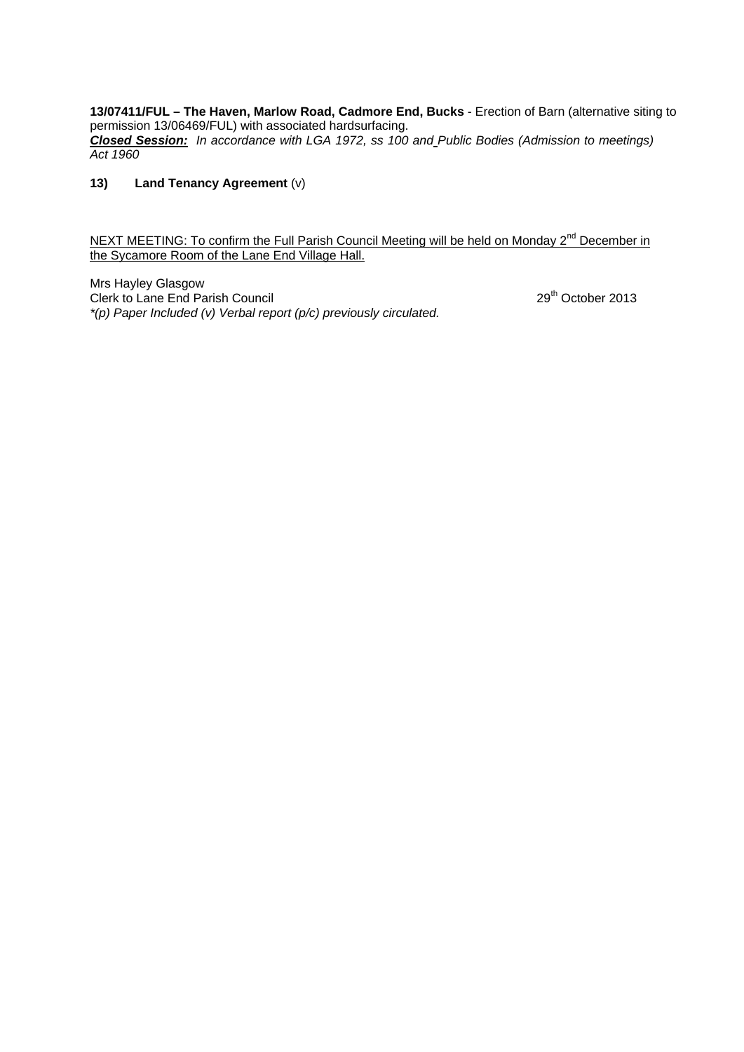**13/07411/FUL – The Haven, Marlow Road, Cadmore End, Bucks** - Erection of Barn (alternative siting to permission 13/06469/FUL) with associated hardsurfacing.

***Closed Session:*** *In accordance with LGA 1972, ss 100 and Public Bodies (Admission to meetings) Act 1960*

**13) Land Tenancy Agreement** (v)

NEXT MEETING: To confirm the Full Parish Council Meeting will be held on Monday 2nd December in the Sycamore Room of the Lane End Village Hall.

Mrs Hayley Glasgow
Clerk to Lane End Parish Council 29th October 2013
*\*(p) Paper Included (v) Verbal report (p/c) previously circulated.*